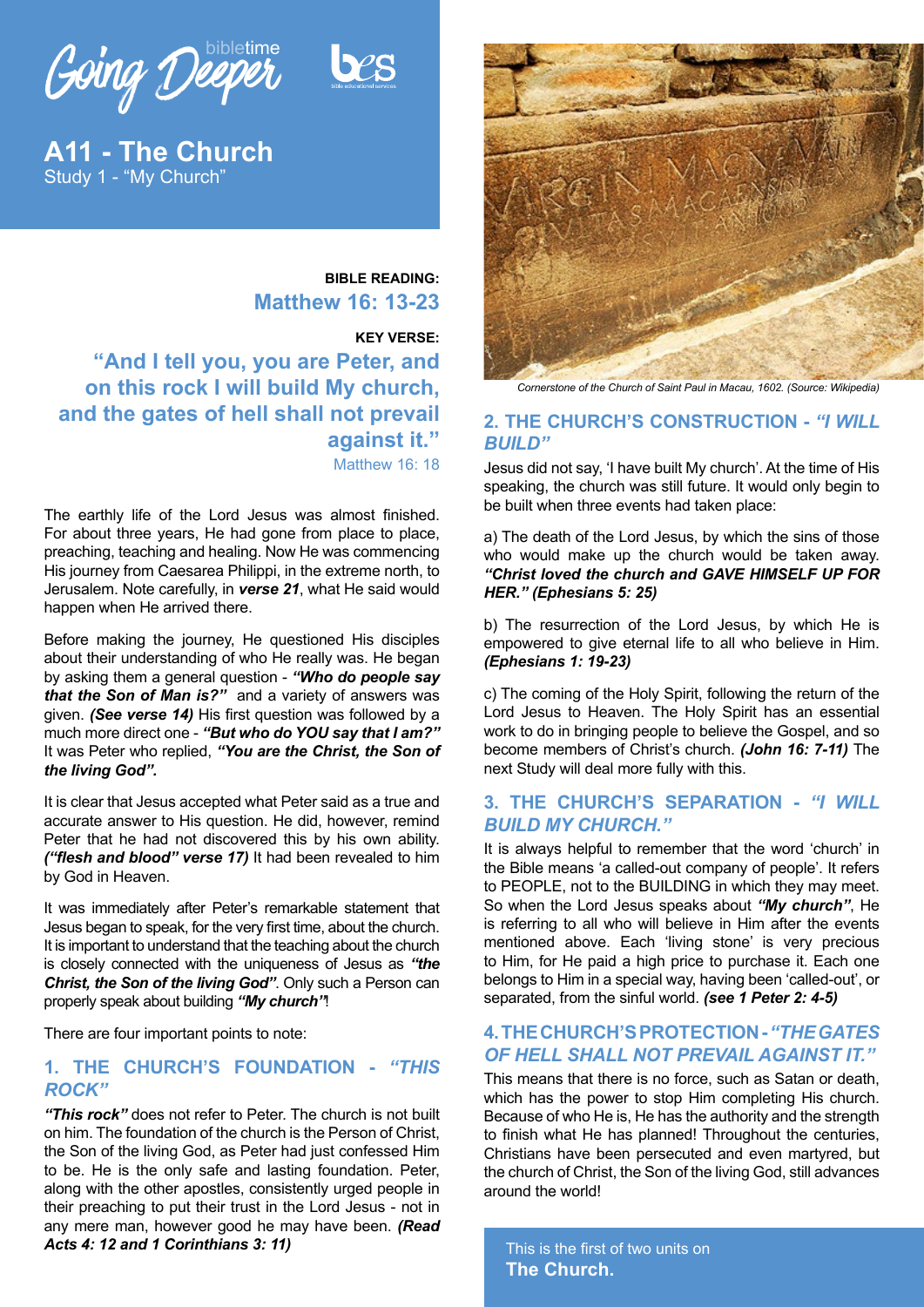Going Deeper bibletime

# A11 - The Church

Study 1 - "My Church"

**BIBLE READING:**
**Matthew 16: 13-23**

**KEY VERSE:**
**"And I tell you, you are Peter, and on this rock I will build My church, and the gates of hell shall not prevail against it."**
Matthew 16: 18

The earthly life of the Lord Jesus was almost finished. For about three years, He had gone from place to place, preaching, teaching and healing. Now He was commencing His journey from Caesarea Philippi, in the extreme north, to Jerusalem. Note carefully, in ***verse 21***, what He said would happen when He arrived there.

Before making the journey, He questioned His disciples about their understanding of who He really was. He began by asking them a general question - ***"Who do people say that the Son of Man is?"*** and a variety of answers was given. ***(See verse 14)*** His first question was followed by a much more direct one - ***"But who do YOU say that I am?"*** It was Peter who replied, ***"You are the Christ, the Son of the living God".***

It is clear that Jesus accepted what Peter said as a true and accurate answer to His question. He did, however, remind Peter that he had not discovered this by his own ability. ***("flesh and blood" verse 17)*** It had been revealed to him by God in Heaven.

It was immediately after Peter's remarkable statement that Jesus began to speak, for the very first time, about the church. It is important to understand that the teaching about the church is closely connected with the uniqueness of Jesus as ***"the Christ, the Son of the living God"***. Only such a Person can properly speak about building ***"My church"***!

There are four important points to note:

## 1. THE CHURCH'S FOUNDATION - *"THIS ROCK"*

***"This rock"*** does not refer to Peter. The church is not built on him. The foundation of the church is the Person of Christ, the Son of the living God, as Peter had just confessed Him to be. He is the only safe and lasting foundation. Peter, along with the other apostles, consistently urged people in their preaching to put their trust in the Lord Jesus - not in any mere man, however good he may have been. ***(Read Acts 4: 12 and 1 Corinthians 3: 11)***

Cornerstone of the Church of Saint Paul in Macau, 1602. (Source: Wikipedia)

## 2. THE CHURCH'S CONSTRUCTION - *"I WILL BUILD"*

Jesus did not say, 'I have built My church'. At the time of His speaking, the church was still future. It would only begin to be built when three events had taken place:

a) The death of the Lord Jesus, by which the sins of those who would make up the church would be taken away. ***"Christ loved the church and GAVE HIMSELF UP FOR HER." (Ephesians 5: 25)***

b) The resurrection of the Lord Jesus, by which He is empowered to give eternal life to all who believe in Him. ***(Ephesians 1: 19-23)***

c) The coming of the Holy Spirit, following the return of the Lord Jesus to Heaven. The Holy Spirit has an essential work to do in bringing people to believe the Gospel, and so become members of Christ's church. ***(John 16: 7-11)*** The next Study will deal more fully with this.

## 3. THE CHURCH'S SEPARATION - *"I WILL BUILD MY CHURCH."*

It is always helpful to remember that the word 'church' in the Bible means 'a called-out company of people'. It refers to PEOPLE, not to the BUILDING in which they may meet. So when the Lord Jesus speaks about ***"My church"***, He is referring to all who will believe in Him after the events mentioned above. Each 'living stone' is very precious to Him, for He paid a high price to purchase it. Each one belongs to Him in a special way, having been 'called-out', or separated, from the sinful world. ***(see 1 Peter 2: 4-5)***

## 4. THE CHURCH'S PROTECTION - *"THE GATES OF HELL SHALL NOT PREVAIL AGAINST IT."*

This means that there is no force, such as Satan or death, which has the power to stop Him completing His church. Because of who He is, He has the authority and the strength to finish what He has planned! Throughout the centuries, Christians have been persecuted and even martyred, but the church of Christ, the Son of the living God, still advances around the world!

This is the first of two units on **The Church.**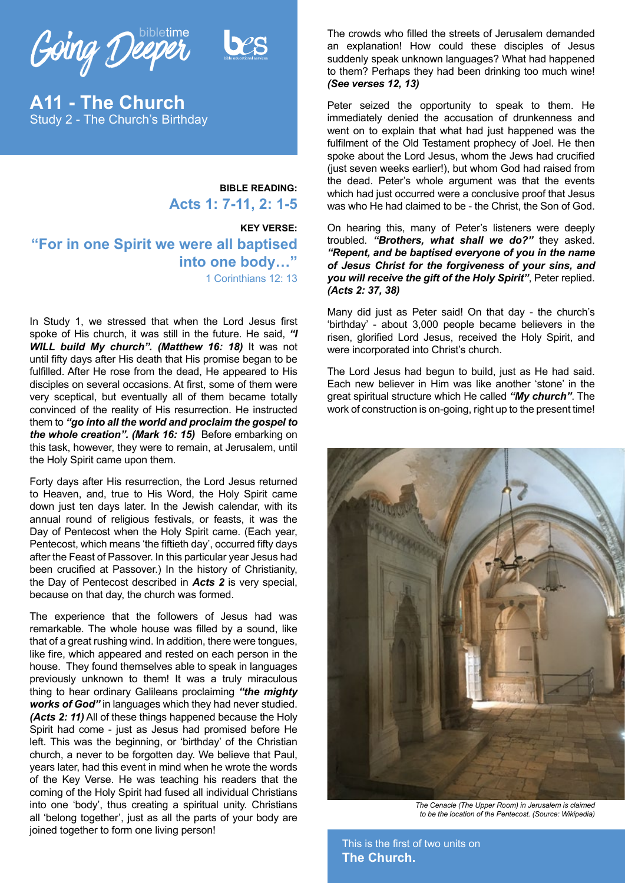Going Deeper biblетime

# A11 - The Church

## Study 2 - The Church's Birthday

**BIBLE READING:**

**Acts 1: 7-11, 2: 1-5**

**KEY VERSE:**

**"For in one Spirit we were all baptised into one body…"**

1 Corinthians 12: 13

In Study 1, we stressed that when the Lord Jesus first spoke of His church, it was still in the future. He said, ***"I WILL build My church". (Matthew 16: 18)*** It was not until fifty days after His death that His promise began to be fulfilled. After He rose from the dead, He appeared to His disciples on several occasions. At first, some of them were very sceptical, but eventually all of them became totally convinced of the reality of His resurrection. He instructed them to ***"go into all the world and proclaim the gospel to the whole creation". (Mark 16: 15)*** Before embarking on this task, however, they were to remain, at Jerusalem, until the Holy Spirit came upon them.

Forty days after His resurrection, the Lord Jesus returned to Heaven, and, true to His Word, the Holy Spirit came down just ten days later. In the Jewish calendar, with its annual round of religious festivals, or feasts, it was the Day of Pentecost when the Holy Spirit came. (Each year, Pentecost, which means 'the fiftieth day', occurred fifty days after the Feast of Passover. In this particular year Jesus had been crucified at Passover.) In the history of Christianity, the Day of Pentecost described in ***Acts 2*** is very special, because on that day, the church was formed.

The experience that the followers of Jesus had was remarkable. The whole house was filled by a sound, like that of a great rushing wind. In addition, there were tongues, like fire, which appeared and rested on each person in the house. They found themselves able to speak in languages previously unknown to them! It was a truly miraculous thing to hear ordinary Galileans proclaiming ***"the mighty works of God"*** in languages which they had never studied. ***(Acts 2: 11)*** All of these things happened because the Holy Spirit had come - just as Jesus had promised before He left. This was the beginning, or 'birthday' of the Christian church, a never to be forgotten day. We believe that Paul, years later, had this event in mind when he wrote the words of the Key Verse. He was teaching his readers that the coming of the Holy Spirit had fused all individual Christians into one 'body', thus creating a spiritual unity. Christians all 'belong together', just as all the parts of your body are joined together to form one living person!

The crowds who filled the streets of Jerusalem demanded an explanation! How could these disciples of Jesus suddenly speak unknown languages? What had happened to them? Perhaps they had been drinking too much wine! ***(See verses 12, 13)***

Peter seized the opportunity to speak to them. He immediately denied the accusation of drunkenness and went on to explain that what had just happened was the fulfilment of the Old Testament prophecy of Joel. He then spoke about the Lord Jesus, whom the Jews had crucified (just seven weeks earlier!), but whom God had raised from the dead. Peter's whole argument was that the events which had just occurred were a conclusive proof that Jesus was who He had claimed to be - the Christ, the Son of God.

On hearing this, many of Peter's listeners were deeply troubled. ***"Brothers, what shall we do?"*** they asked. ***"Repent, and be baptised everyone of you in the name of Jesus Christ for the forgiveness of your sins, and you will receive the gift of the Holy Spirit"***, Peter replied. ***(Acts 2: 37, 38)***

Many did just as Peter said! On that day - the church's 'birthday' - about 3,000 people became believers in the risen, glorified Lord Jesus, received the Holy Spirit, and were incorporated into Christ's church.

The Lord Jesus had begun to build, just as He had said. Each new believer in Him was like another 'stone' in the great spiritual structure which He called ***"My church"***. The work of construction is on-going, right up to the present time!

*The Cenacle (The Upper Room) in Jerusalem is claimed to be the location of the Pentecost. (Source: Wikipedia)*

This is the first of two units on **The Church.**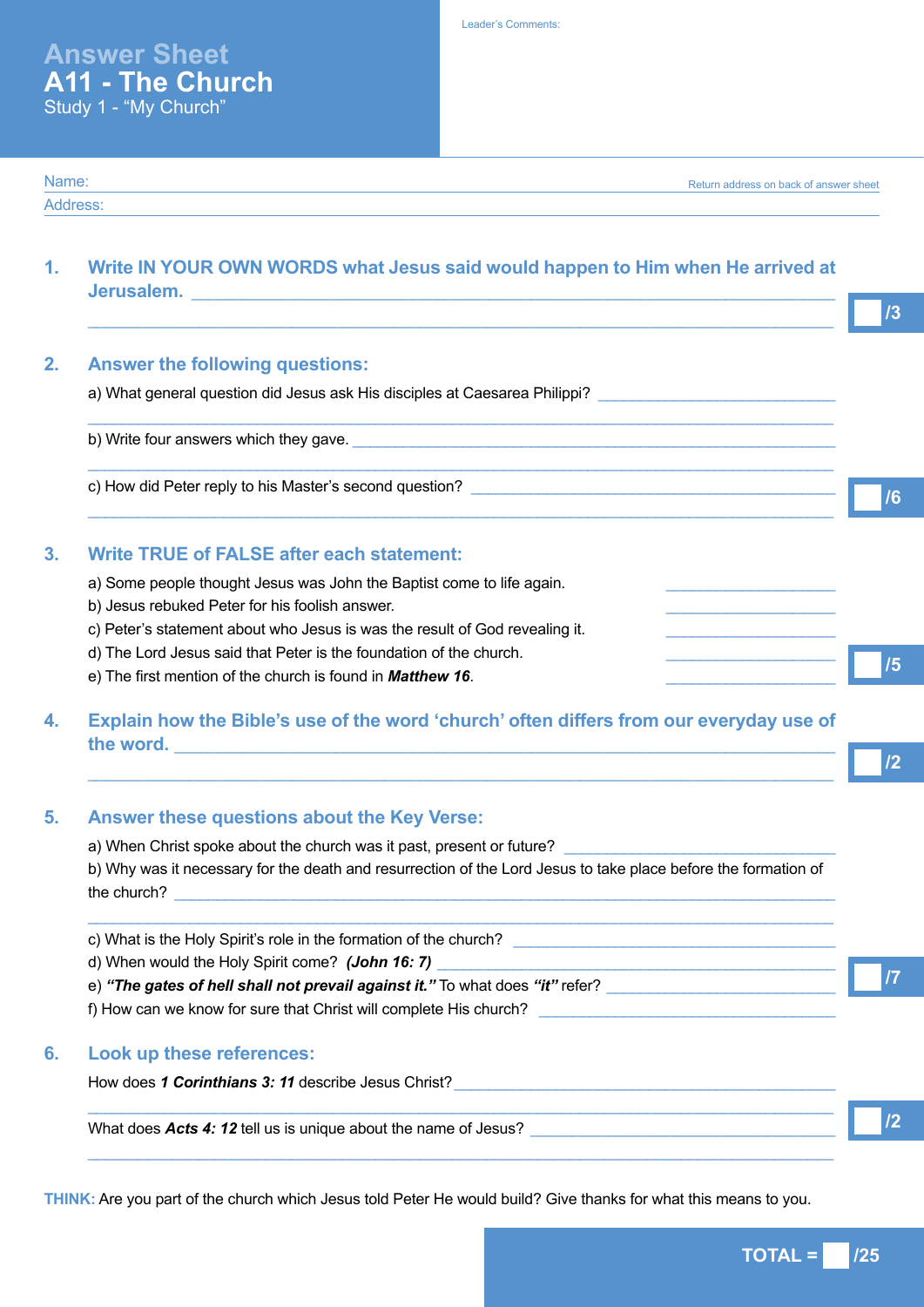# Answer Sheet
## A11 - The Church
### Study 1 - "My Church"

Leader's Comments:

Name:

Return address on back of answer sheet

Address:

**1. Write IN YOUR OWN WORDS what Jesus said would happen to Him when He arrived at Jerusalem.** ______________________________

______________________________ /3

**2. Answer the following questions:**

a) What general question did Jesus ask His disciples at Caesarea Philippi? ______________________________

______________________________

b) Write four answers which they gave. ______________________________

______________________________

c) How did Peter reply to his Master's second question? ______________________________

______________________________ /6

**3. Write TRUE of FALSE after each statement:**

a) Some people thought Jesus was John the Baptist come to life again. ______________

b) Jesus rebuked Peter for his foolish answer. ______________

c) Peter's statement about who Jesus is was the result of God revealing it. ______________

d) The Lord Jesus said that Peter is the foundation of the church. ______________

e) The first mention of the church is found in ***Matthew 16***. ______________ /5

**4. Explain how the Bible's use of the word 'church' often differs from our everyday use of the word.** ______________________________

______________________________ /2

**5. Answer these questions about the Key Verse:**

a) When Christ spoke about the church was it past, present or future? ______________________________

b) Why was it necessary for the death and resurrection of the Lord Jesus to take place before the formation of the church? ______________________________

______________________________

c) What is the Holy Spirit's role in the formation of the church? ______________________________

d) When would the Holy Spirit come? ***(John 16: 7)*** ______________________________

e) ***"The gates of hell shall not prevail against it."*** To what does ***"it"*** refer? ______________________________

f) How can we know for sure that Christ will complete His church? ______________________________ /7

**6. Look up these references:**

How does ***1 Corinthians 3: 11*** describe Jesus Christ? ______________________________

______________________________

What does ***Acts 4: 12*** tell us is unique about the name of Jesus? ______________________________

______________________________ /2

**THINK:** Are you part of the church which Jesus told Peter He would build? Give thanks for what this means to you.

**TOTAL = /25**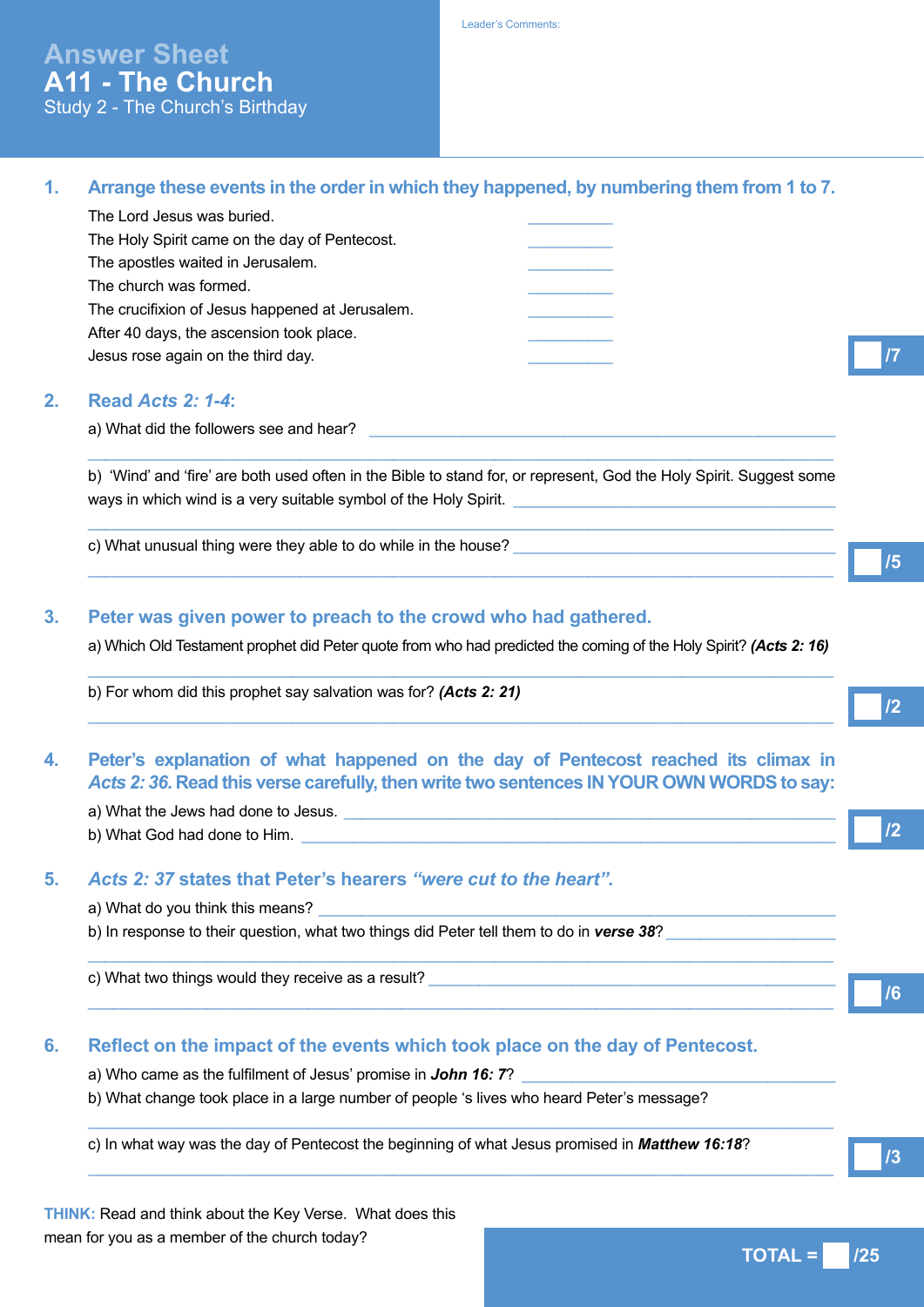# Answer Sheet
## A11 - The Church
### Study 2 - The Church's Birthday

Leader's Comments:

**1. Arrange these events in the order in which they happened, by numbering them from 1 to 7.**

The Lord Jesus was buried. __________

The Holy Spirit came on the day of Pentecost. __________

The apostles waited in Jerusalem. __________

The church was formed. __________

The crucifixion of Jesus happened at Jerusalem. __________

After 40 days, the ascension took place. __________

Jesus rose again on the third day. __________

/7

**2. Read *Acts 2: 1-4*:**

a) What did the followers see and hear? ______________________________

______________________________

b) 'Wind' and 'fire' are both used often in the Bible to stand for, or represent, God the Holy Spirit. Suggest some ways in which wind is a very suitable symbol of the Holy Spirit. ______________________________

______________________________

c) What unusual thing were they able to do while in the house? ______________________________

______________________________

/5

**3. Peter was given power to preach to the crowd who had gathered.**

a) Which Old Testament prophet did Peter quote from who had predicted the coming of the Holy Spirit? ***(Acts 2: 16)***

______________________________

b) For whom did this prophet say salvation was for? ***(Acts 2: 21)***

______________________________

/2

**4. Peter's explanation of what happened on the day of Pentecost reached its climax in *Acts 2: 36*. Read this verse carefully, then write two sentences IN YOUR OWN WORDS to say:**

a) What the Jews had done to Jesus. ______________________________

b) What God had done to Him. ______________________________

/2

**5. *Acts 2: 37* states that Peter's hearers *"were cut to the heart"*.**

a) What do you think this means? ______________________________

b) In response to their question, what two things did Peter tell them to do in ***verse 38***? ______________________________

______________________________

c) What two things would they receive as a result? ______________________________

______________________________

/6

**6. Reflect on the impact of the events which took place on the day of Pentecost.**

a) Who came as the fulfilment of Jesus' promise in ***John 16: 7***? ______________________________

b) What change took place in a large number of people 's lives who heard Peter's message?

______________________________

c) In what way was the day of Pentecost the beginning of what Jesus promised in ***Matthew 16:18***?

______________________________

/3

**THINK:** Read and think about the Key Verse. What does this mean for you as a member of the church today?

**TOTAL = /25**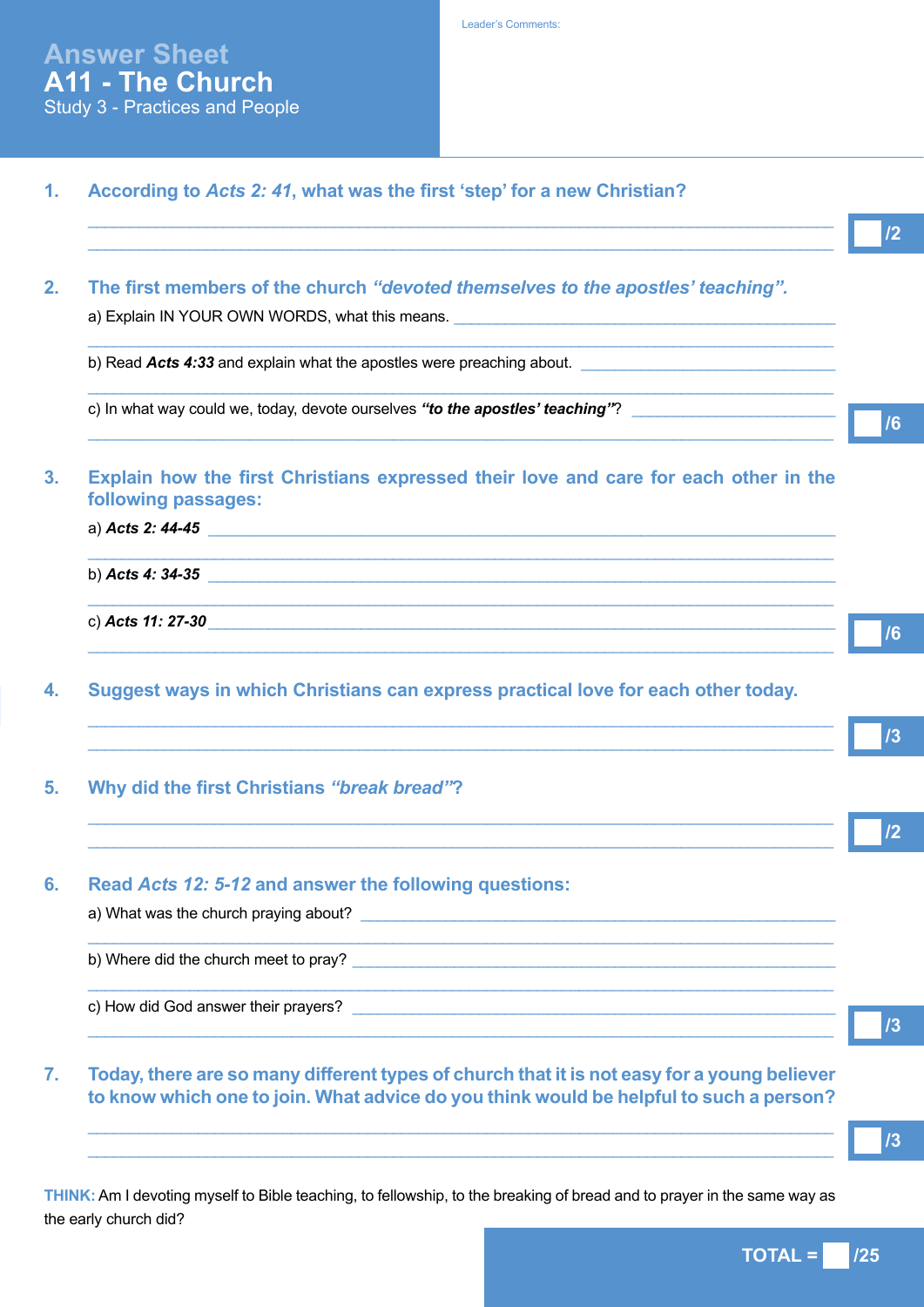# Answer Sheet
## A11 - The Church
### Study 3 - Practices and People

Leader's Comments:

**1. According to *Acts 2: 41*, what was the first 'step' for a new Christian?**

/2

**2. The first members of the church *"devoted themselves to the apostles' teaching"*.**

a) Explain IN YOUR OWN WORDS, what this means.

b) Read ***Acts 4:33*** and explain what the apostles were preaching about.

c) In what way could we, today, devote ourselves ***"to the apostles' teaching"***?

/6

**3. Explain how the first Christians expressed their love and care for each other in the following passages:**

a) ***Acts 2: 44-45***

b) ***Acts 4: 34-35***

c) ***Acts 11: 27-30***

/6

**4. Suggest ways in which Christians can express practical love for each other today.**

/3

**5. Why did the first Christians *"break bread"*?**

/2

**6. Read *Acts 12: 5-12* and answer the following questions:**

a) What was the church praying about?

b) Where did the church meet to pray?

c) How did God answer their prayers?

/3

**7. Today, there are so many different types of church that it is not easy for a young believer to know which one to join. What advice do you think would be helpful to such a person?**

/3

**THINK:** Am I devoting myself to Bible teaching, to fellowship, to the breaking of bread and to prayer in the same way as the early church did?

**TOTAL = /25**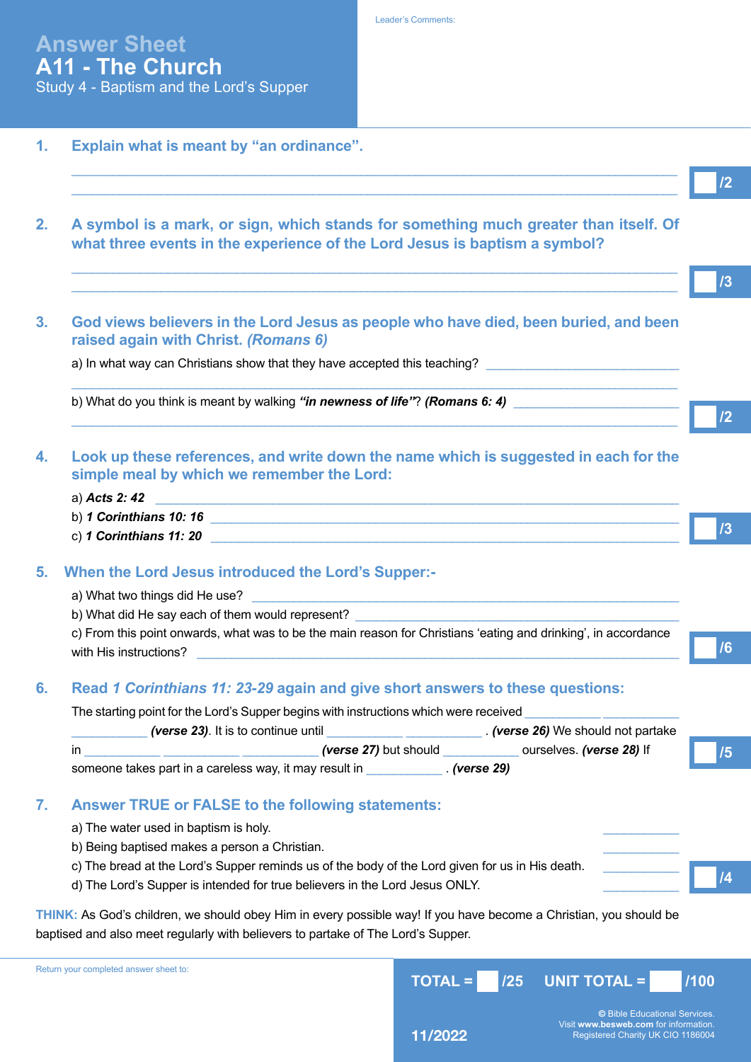# Answer Sheet
# A11 - The Church
## Study 4 - Baptism and the Lord's Supper

Leader's Comments:

**1. Explain what is meant by "an ordinance".**

______________________________________________________________________

______________________________________________________________________ /2

**2. A symbol is a mark, or sign, which stands for something much greater than itself. Of what three events in the experience of the Lord Jesus is baptism a symbol?**

______________________________________________________________________

______________________________________________________________________ /3

**3. God views believers in the Lord Jesus as people who have died, been buried, and been raised again with Christ. *(Romans 6)***

a) In what way can Christians show that they have accepted this teaching? ____________________________

______________________________________________________________________

b) What do you think is meant by walking ***"in newness of life"***? ***(Romans 6: 4)*** ____________________________

______________________________________________________________________ /2

**4. Look up these references, and write down the name which is suggested in each for the simple meal by which we remember the Lord:**

a) ***Acts 2: 42*** ______________________________________________________________

b) ***1 Corinthians 10: 16*** ______________________________________________________

c) ***1 Corinthians 11: 20*** ______________________________________________________ /3

**5. When the Lord Jesus introduced the Lord's Supper:-**

a) What two things did He use? ______________________________________________

b) What did He say each of them would represent? ______________________________

c) From this point onwards, what was to be the main reason for Christians 'eating and drinking', in accordance with His instructions? ______________________________________________ /6

**6. Read *1 Corinthians 11: 23-29* again and give short answers to these questions:**

The starting point for the Lord's Supper begins with instructions which were received ___________ ___________ ___________ ***(verse 23)***. It is to continue until ___________ ___________ . ***(verse 26)*** We should not partake in ___________ ___________ ___________ ***(verse 27)*** but should ___________ ourselves. ***(verse 28)*** If someone takes part in a careless way, it may result in ___________ . ***(verse 29)*** /5

**7. Answer TRUE or FALSE to the following statements:**

a) The water used in baptism is holy. ___________

b) Being baptised makes a person a Christian. ___________

c) The bread at the Lord's Supper reminds us of the body of the Lord given for us in His death. ___________

d) The Lord's Supper is intended for true believers in the Lord Jesus ONLY. ___________ /4

**THINK:** As God's children, we should obey Him in every possible way! If you have become a Christian, you should be baptised and also meet regularly with believers to partake of The Lord's Supper.

Return your completed answer sheet to:

**TOTAL = /25 UNIT TOTAL = /100**

11/2022

© Bible Educational Services. Visit **www.besweb.com** for information. Registered Charity UK CIO 1186004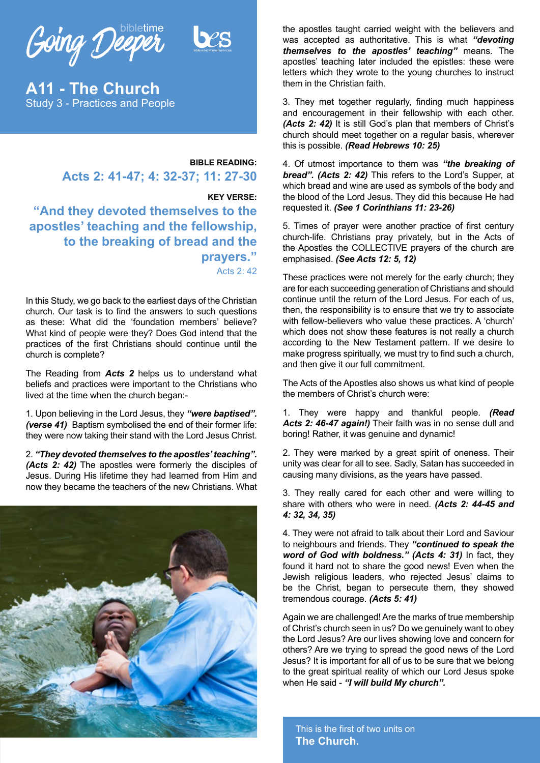Going Deeper bibletime

# A11 - The Church

## Study 3 - Practices and People

**BIBLE READING:**

**Acts 2: 41-47; 4: 32-37; 11: 27-30**

**KEY VERSE:**

**"And they devoted themselves to the apostles' teaching and the fellowship, to the breaking of bread and the prayers."**
Acts 2: 42

In this Study, we go back to the earliest days of the Christian church. Our task is to find the answers to such questions as these: What did the 'foundation members' believe? What kind of people were they? Does God intend that the practices of the first Christians should continue until the church is complete?

The Reading from ***Acts 2*** helps us to understand what beliefs and practices were important to the Christians who lived at the time when the church began:-

1. Upon believing in the Lord Jesus, they ***"were baptised". (verse 41)*** Baptism symbolised the end of their former life: they were now taking their stand with the Lord Jesus Christ.

2. ***"They devoted themselves to the apostles' teaching". (Acts 2: 42)*** The apostles were formerly the disciples of Jesus. During His lifetime they had learned from Him and now they became the teachers of the new Christians. What the apostles taught carried weight with the believers and was accepted as authoritative. This is what ***"devoting themselves to the apostles' teaching"*** means. The apostles' teaching later included the epistles: these were letters which they wrote to the young churches to instruct them in the Christian faith.

3. They met together regularly, finding much happiness and encouragement in their fellowship with each other. ***(Acts 2: 42)*** It is still God's plan that members of Christ's church should meet together on a regular basis, wherever this is possible. ***(Read Hebrews 10: 25)***

4. Of utmost importance to them was ***"the breaking of bread". (Acts 2: 42)*** This refers to the Lord's Supper, at which bread and wine are used as symbols of the body and the blood of the Lord Jesus. They did this because He had requested it. ***(See 1 Corinthians 11: 23-26)***

5. Times of prayer were another practice of first century church-life. Christians pray privately, but in the Acts of the Apostles the COLLECTIVE prayers of the church are emphasised. ***(See Acts 12: 5, 12)***

These practices were not merely for the early church; they are for each succeeding generation of Christians and should continue until the return of the Lord Jesus. For each of us, then, the responsibility is to ensure that we try to associate with fellow-believers who value these practices. A 'church' which does not show these features is not really a church according to the New Testament pattern. If we desire to make progress spiritually, we must try to find such a church, and then give it our full commitment.

The Acts of the Apostles also shows us what kind of people the members of Christ's church were:

1. They were happy and thankful people. ***(Read Acts 2: 46-47 again!)*** Their faith was in no sense dull and boring! Rather, it was genuine and dynamic!

2. They were marked by a great spirit of oneness. Their unity was clear for all to see. Sadly, Satan has succeeded in causing many divisions, as the years have passed.

3. They really cared for each other and were willing to share with others who were in need. ***(Acts 2: 44-45 and 4: 32, 34, 35)***

4. They were not afraid to talk about their Lord and Saviour to neighbours and friends. They ***"continued to speak the word of God with boldness." (Acts 4: 31)*** In fact, they found it hard not to share the good news! Even when the Jewish religious leaders, who rejected Jesus' claims to be the Christ, began to persecute them, they showed tremendous courage. ***(Acts 5: 41)***

Again we are challenged! Are the marks of true membership of Christ's church seen in us? Do we genuinely want to obey the Lord Jesus? Are our lives showing love and concern for others? Are we trying to spread the good news of the Lord Jesus? It is important for all of us to be sure that we belong to the great spiritual reality of which our Lord Jesus spoke when He said - ***"I will build My church".***

This is the first of two units on **The Church.**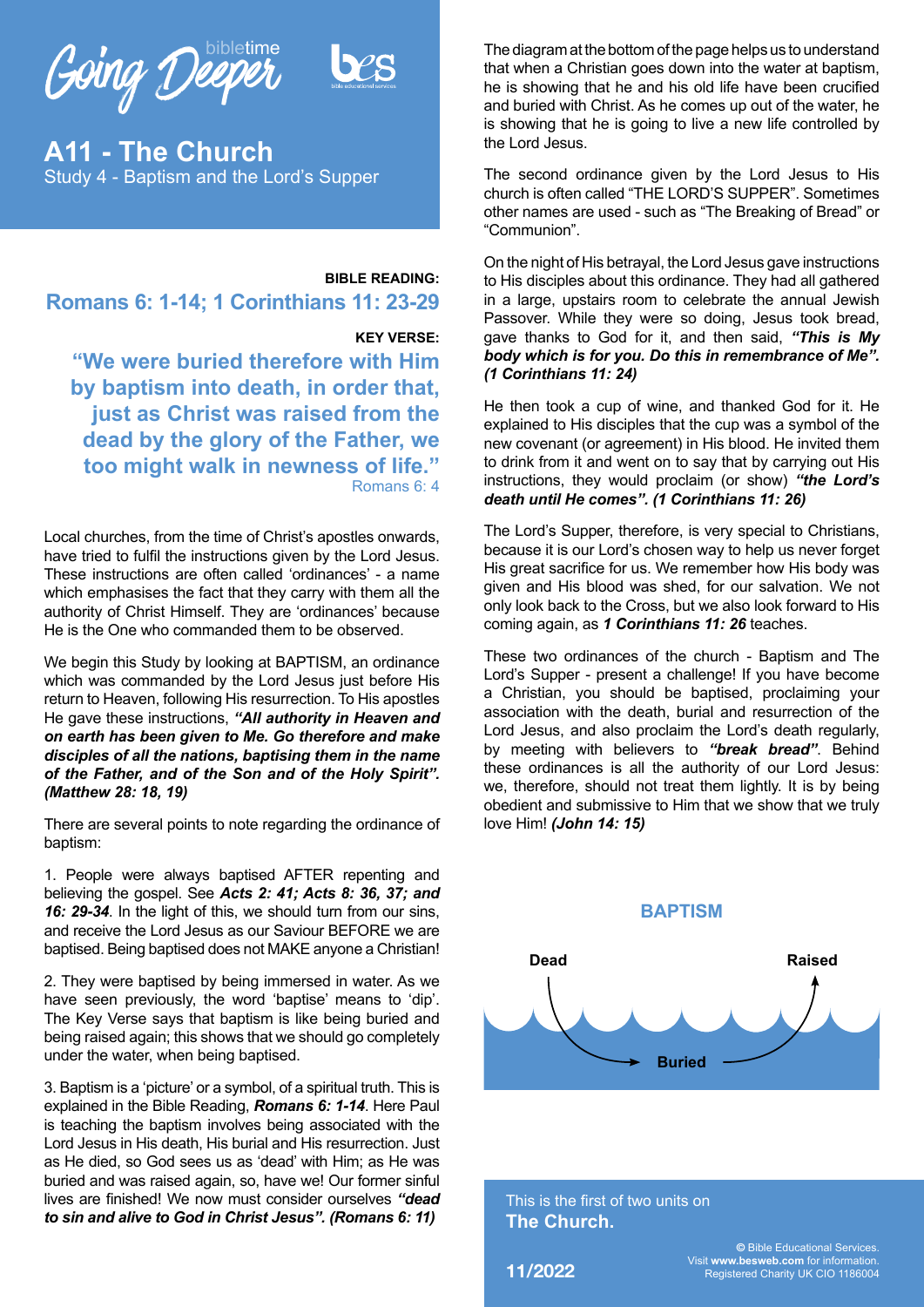Going Deeper bibletime

# A11 - The Church

## Study 4 - Baptism and the Lord's Supper

**BIBLE READING:**

**Romans 6: 1-14; 1 Corinthians 11: 23-29**

**KEY VERSE:**

**"We were buried therefore with Him by baptism into death, in order that, just as Christ was raised from the dead by the glory of the Father, we too might walk in newness of life."**
Romans 6: 4

Local churches, from the time of Christ's apostles onwards, have tried to fulfil the instructions given by the Lord Jesus. These instructions are often called 'ordinances' - a name which emphasises the fact that they carry with them all the authority of Christ Himself. They are 'ordinances' because He is the One who commanded them to be observed.

We begin this Study by looking at BAPTISM, an ordinance which was commanded by the Lord Jesus just before His return to Heaven, following His resurrection. To His apostles He gave these instructions, ***"All authority in Heaven and on earth has been given to Me. Go therefore and make disciples of all the nations, baptising them in the name of the Father, and of the Son and of the Holy Spirit". (Matthew 28: 18, 19)***

There are several points to note regarding the ordinance of baptism:

1. People were always baptised AFTER repenting and believing the gospel. See ***Acts 2: 41; Acts 8: 36, 37; and 16: 29-34***. In the light of this, we should turn from our sins, and receive the Lord Jesus as our Saviour BEFORE we are baptised. Being baptised does not MAKE anyone a Christian!

2. They were baptised by being immersed in water. As we have seen previously, the word 'baptise' means to 'dip'. The Key Verse says that baptism is like being buried and being raised again; this shows that we should go completely under the water, when being baptised.

3. Baptism is a 'picture' or a symbol, of a spiritual truth. This is explained in the Bible Reading, ***Romans 6: 1-14***. Here Paul is teaching the baptism involves being associated with the Lord Jesus in His death, His burial and His resurrection. Just as He died, so God sees us as 'dead' with Him; as He was buried and was raised again, so, have we! Our former sinful lives are finished! We now must consider ourselves ***"dead to sin and alive to God in Christ Jesus". (Romans 6: 11)***

The diagram at the bottom of the page helps us to understand that when a Christian goes down into the water at baptism, he is showing that he and his old life have been crucified and buried with Christ. As he comes up out of the water, he is showing that he is going to live a new life controlled by the Lord Jesus.

The second ordinance given by the Lord Jesus to His church is often called "THE LORD'S SUPPER". Sometimes other names are used - such as "The Breaking of Bread" or "Communion".

On the night of His betrayal, the Lord Jesus gave instructions to His disciples about this ordinance. They had all gathered in a large, upstairs room to celebrate the annual Jewish Passover. While they were so doing, Jesus took bread, gave thanks to God for it, and then said, ***"This is My body which is for you. Do this in remembrance of Me". (1 Corinthians 11: 24)***

He then took a cup of wine, and thanked God for it. He explained to His disciples that the cup was a symbol of the new covenant (or agreement) in His blood. He invited them to drink from it and went on to say that by carrying out His instructions, they would proclaim (or show) ***"the Lord's death until He comes". (1 Corinthians 11: 26)***

The Lord's Supper, therefore, is very special to Christians, because it is our Lord's chosen way to help us never forget His great sacrifice for us. We remember how His body was given and His blood was shed, for our salvation. We not only look back to the Cross, but we also look forward to His coming again, as ***1 Corinthians 11: 26*** teaches.

These two ordinances of the church - Baptism and The Lord's Supper - present a challenge! If you have become a Christian, you should be baptised, proclaiming your association with the death, burial and resurrection of the Lord Jesus, and also proclaim the Lord's death regularly, by meeting with believers to ***"break bread"***. Behind these ordinances is all the authority of our Lord Jesus: we, therefore, should not treat them lightly. It is by being obedient and submissive to Him that we show that we truly love Him! ***(John 14: 15)***

**BAPTISM**

Dead

Raised

Buried

This is the first of two units on **The Church.**

**11/2022**

© Bible Educational Services.
Visit **www.besweb.com** for information.
Registered Charity UK CIO 1186004